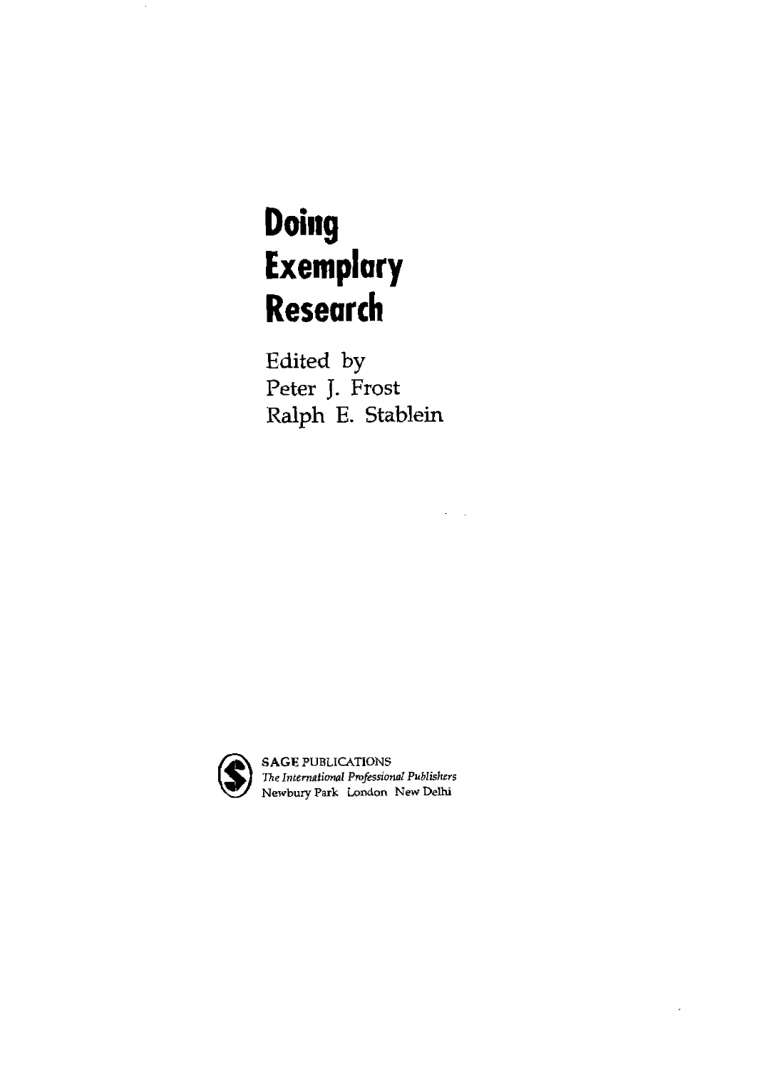# Doing Exemplary Research

Edited by
Peter J. Frost
Ralph E. Stablein

**SAGE** PUBLICATIONS
*The International Professional Publishers*
Newbury Park London New Delhi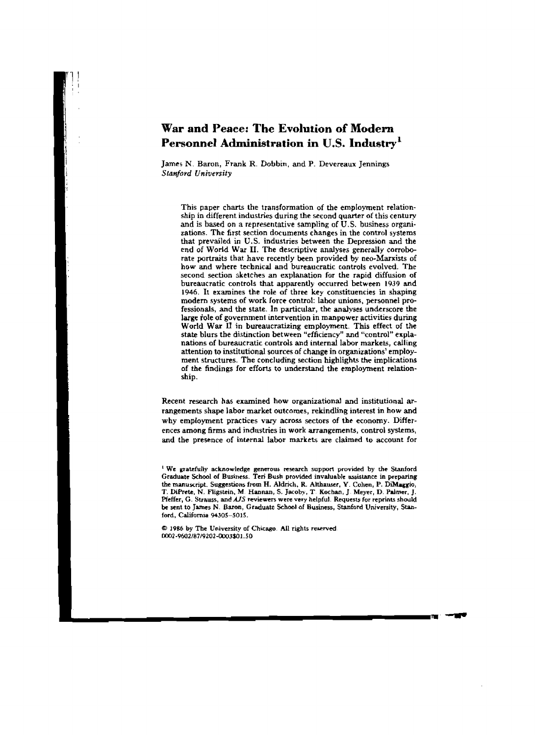# War and Peace: The Evolution of Modern Personnel Administration in U.S. Industry[1]

James N. Baron, Frank R. Dobbin, and P. Devereaux Jennings
*Stanford University*

This paper charts the transformation of the employment relationship in different industries during the second quarter of this century and is based on a representative sampling of U.S. business organizations. The first section documents changes in the control systems that prevailed in U.S. industries between the Depression and the end of World War II. The descriptive analyses generally corroborate portraits that have recently been provided by neo-Marxists of how and where technical and bureaucratic controls evolved. The second section sketches an explanation for the rapid diffusion of bureaucratic controls that apparently occurred between 1939 and 1946. It examines the role of three key constituencies in shaping modern systems of work force control: labor unions, personnel professionals, and the state. In particular, the analyses underscore the large role of government intervention in manpower activities during World War II in bureaucratizing employment. This effect of the state blurs the distinction between "efficiency" and "control" explanations of bureaucratic controls and internal labor markets, calling attention to institutional sources of change in organizations' employment structures. The concluding section highlights the implications of the findings for efforts to understand the employment relationship.

Recent research has examined how organizational and institutional arrangements shape labor market outcomes, rekindling interest in how and why employment practices vary across sectors of the economy. Differences among firms and industries in work arrangements, control systems, and the presence of internal labor markets are claimed to account for

[1] We gratefully acknowledge generous research support provided by the Stanford Graduate School of Business. Teri Bush provided invaluable assistance in preparing the manuscript. Suggestions from H. Aldrich, R. Althauser, Y. Cohen, P. DiMaggio, T. DiPrete, N. Fligstein, M. Hannan, S. Jacoby, T. Kochan, J. Meyer, D. Palmer, J. Pfeffer, G. Strauss, and *AJS* reviewers were very helpful. Requests for reprints should be sent to James N. Baron, Graduate School of Business, Stanford University, Stanford, California 94305-5015.

© 1986 by The University of Chicago. All rights reserved.
0002-9602/87/9202-0003$01.50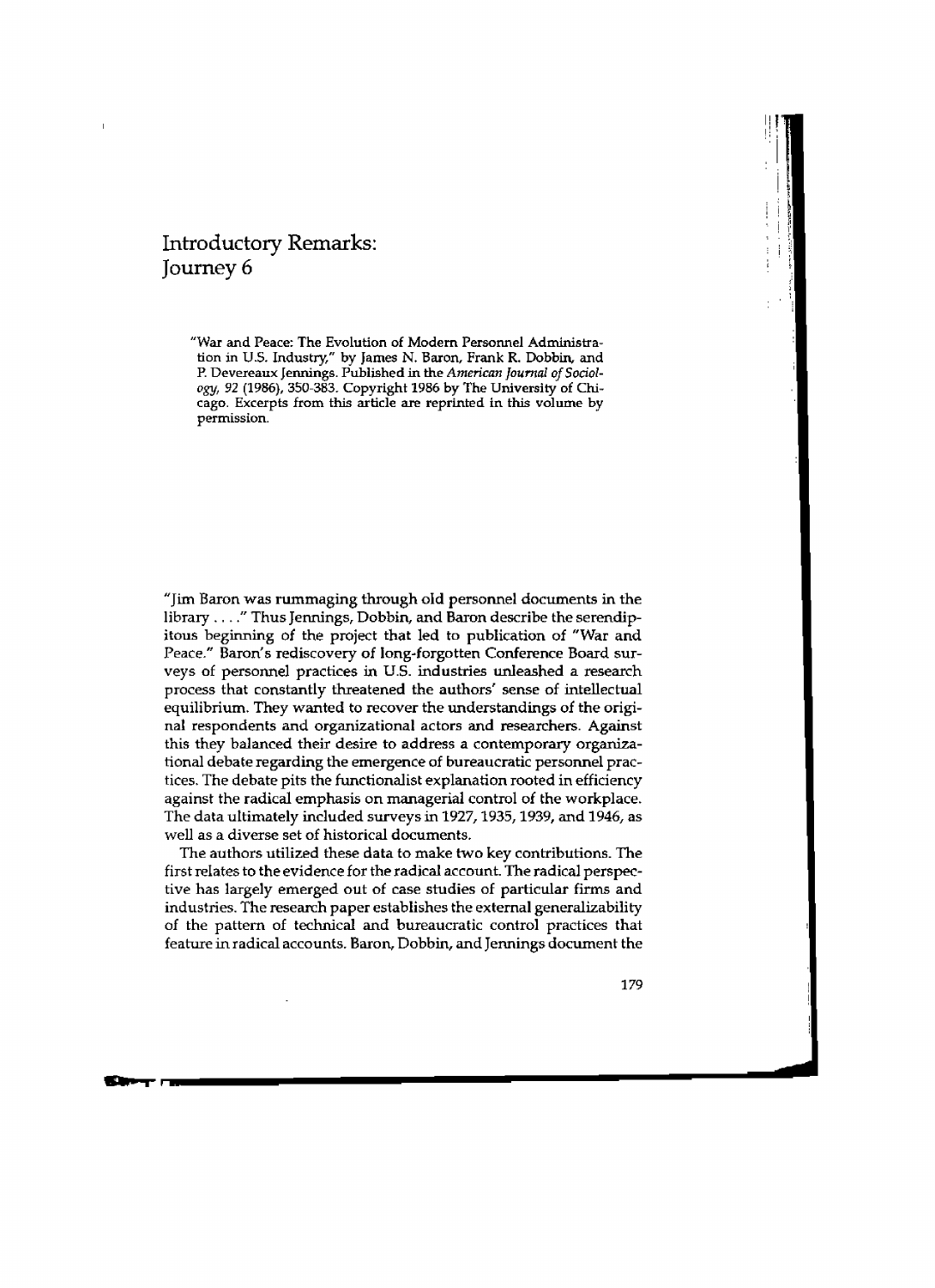# Introductory Remarks: Journey 6

"War and Peace: The Evolution of Modern Personnel Administration in U.S. Industry," by James N. Baron, Frank R. Dobbin, and P. Devereaux Jennings. Published in the *American Journal of Sociology*, 92 (1986), 350-383. Copyright 1986 by The University of Chicago. Excerpts from this article are reprinted in this volume by permission.

"Jim Baron was rummaging through old personnel documents in the library . . . ." Thus Jennings, Dobbin, and Baron describe the serendipitous beginning of the project that led to publication of "War and Peace." Baron's rediscovery of long-forgotten Conference Board surveys of personnel practices in U.S. industries unleashed a research process that constantly threatened the authors' sense of intellectual equilibrium. They wanted to recover the understandings of the original respondents and organizational actors and researchers. Against this they balanced their desire to address a contemporary organizational debate regarding the emergence of bureaucratic personnel practices. The debate pits the functionalist explanation rooted in efficiency against the radical emphasis on managerial control of the workplace. The data ultimately included surveys in 1927, 1935, 1939, and 1946, as well as a diverse set of historical documents.

The authors utilized these data to make two key contributions. The first relates to the evidence for the radical account. The radical perspective has largely emerged out of case studies of particular firms and industries. The research paper establishes the external generalizability of the pattern of technical and bureaucratic control practices that feature in radical accounts. Baron, Dobbin, and Jennings document the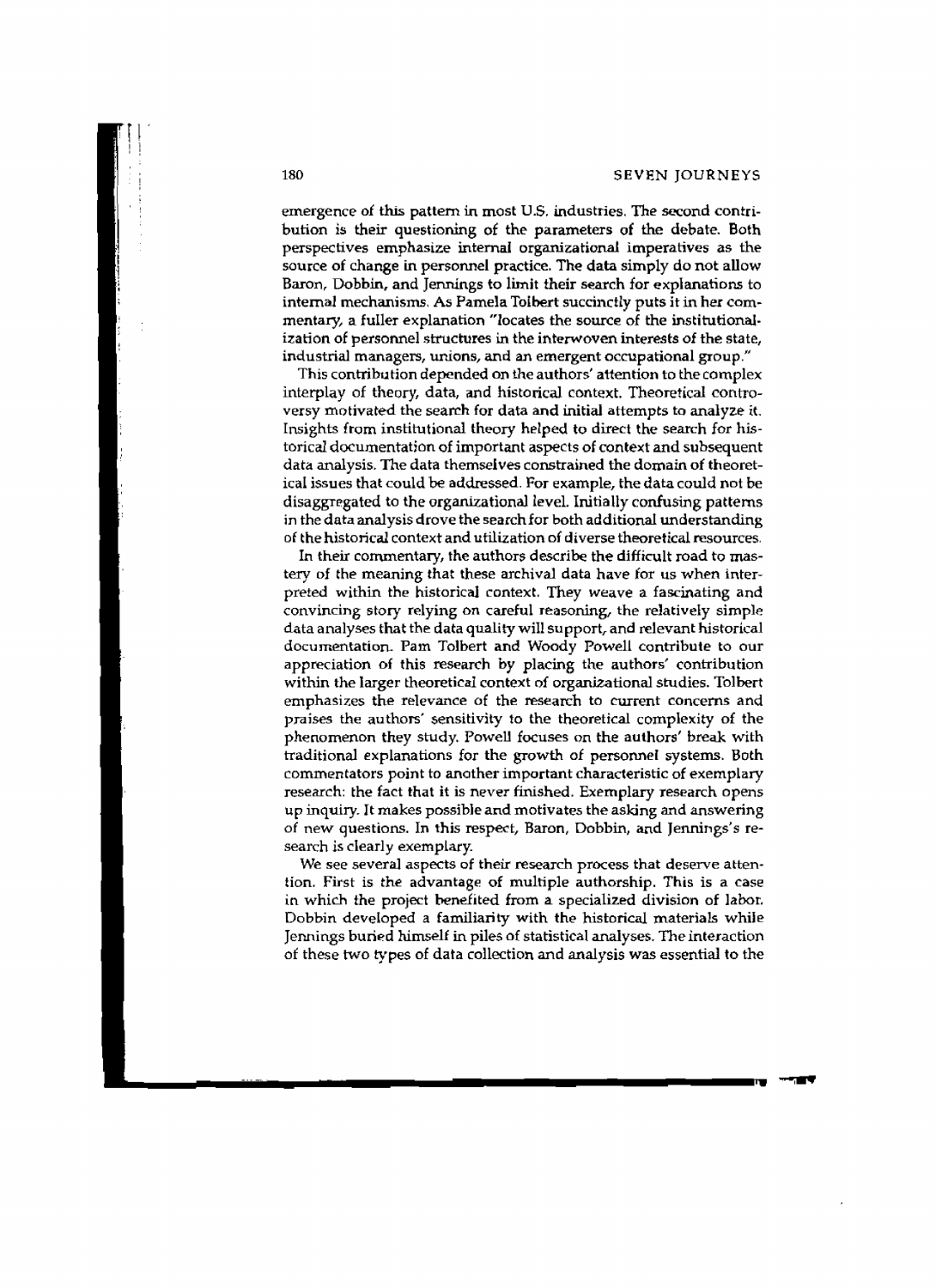emergence of this pattern in most U.S. industries. The second contribution is their questioning of the parameters of the debate. Both perspectives emphasize internal organizational imperatives as the source of change in personnel practice. The data simply do not allow Baron, Dobbin, and Jennings to limit their search for explanations to internal mechanisms. As Pamela Tolbert succinctly puts it in her commentary, a fuller explanation "locates the source of the institutionalization of personnel structures in the interwoven interests of the state, industrial managers, unions, and an emergent occupational group."

This contribution depended on the authors' attention to the complex interplay of theory, data, and historical context. Theoretical controversy motivated the search for data and initial attempts to analyze it. Insights from institutional theory helped to direct the search for historical documentation of important aspects of context and subsequent data analysis. The data themselves constrained the domain of theoretical issues that could be addressed. For example, the data could not be disaggregated to the organizational level. Initially confusing patterns in the data analysis drove the search for both additional understanding of the historical context and utilization of diverse theoretical resources.

In their commentary, the authors describe the difficult road to mastery of the meaning that these archival data have for us when interpreted within the historical context. They weave a fascinating and convincing story relying on careful reasoning, the relatively simple data analyses that the data quality will support, and relevant historical documentation. Pam Tolbert and Woody Powell contribute to our appreciation of this research by placing the authors' contribution within the larger theoretical context of organizational studies. Tolbert emphasizes the relevance of the research to current concerns and praises the authors' sensitivity to the theoretical complexity of the phenomenon they study. Powell focuses on the authors' break with traditional explanations for the growth of personnel systems. Both commentators point to another important characteristic of exemplary research: the fact that it is never finished. Exemplary research opens up inquiry. It makes possible and motivates the asking and answering of new questions. In this respect, Baron, Dobbin, and Jennings's research is clearly exemplary.

We see several aspects of their research process that deserve attention. First is the advantage of multiple authorship. This is a case in which the project benefited from a specialized division of labor. Dobbin developed a familiarity with the historical materials while Jennings buried himself in piles of statistical analyses. The interaction of these two types of data collection and analysis was essential to the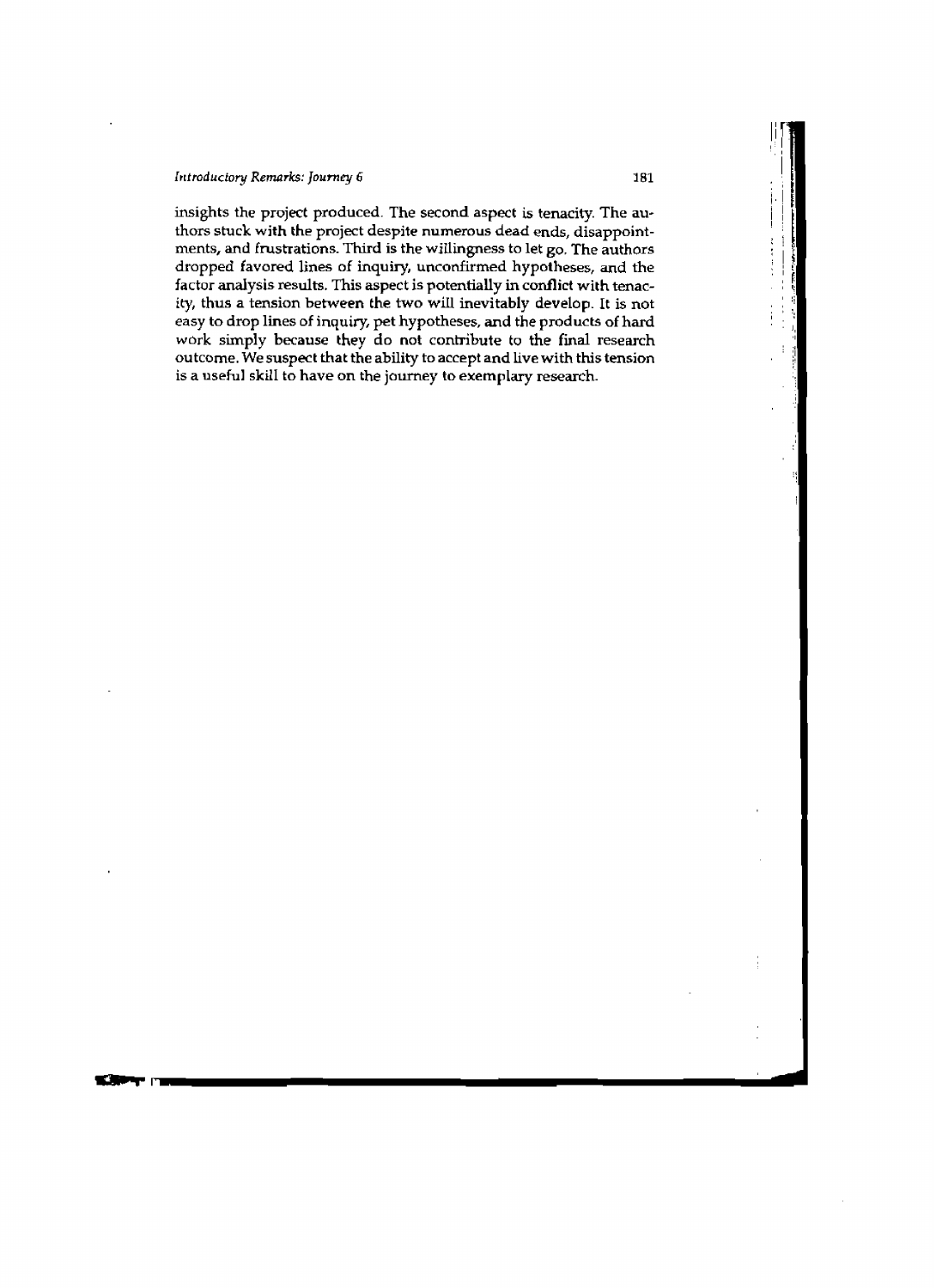insights the project produced. The second aspect is tenacity. The authors stuck with the project despite numerous dead ends, disappointments, and frustrations. Third is the willingness to let go. The authors dropped favored lines of inquiry, unconfirmed hypotheses, and the factor analysis results. This aspect is potentially in conflict with tenacity, thus a tension between the two will inevitably develop. It is not easy to drop lines of inquiry, pet hypotheses, and the products of hard work simply because they do not contribute to the final research outcome. We suspect that the ability to accept and live with this tension is a useful skill to have on the journey to exemplary research.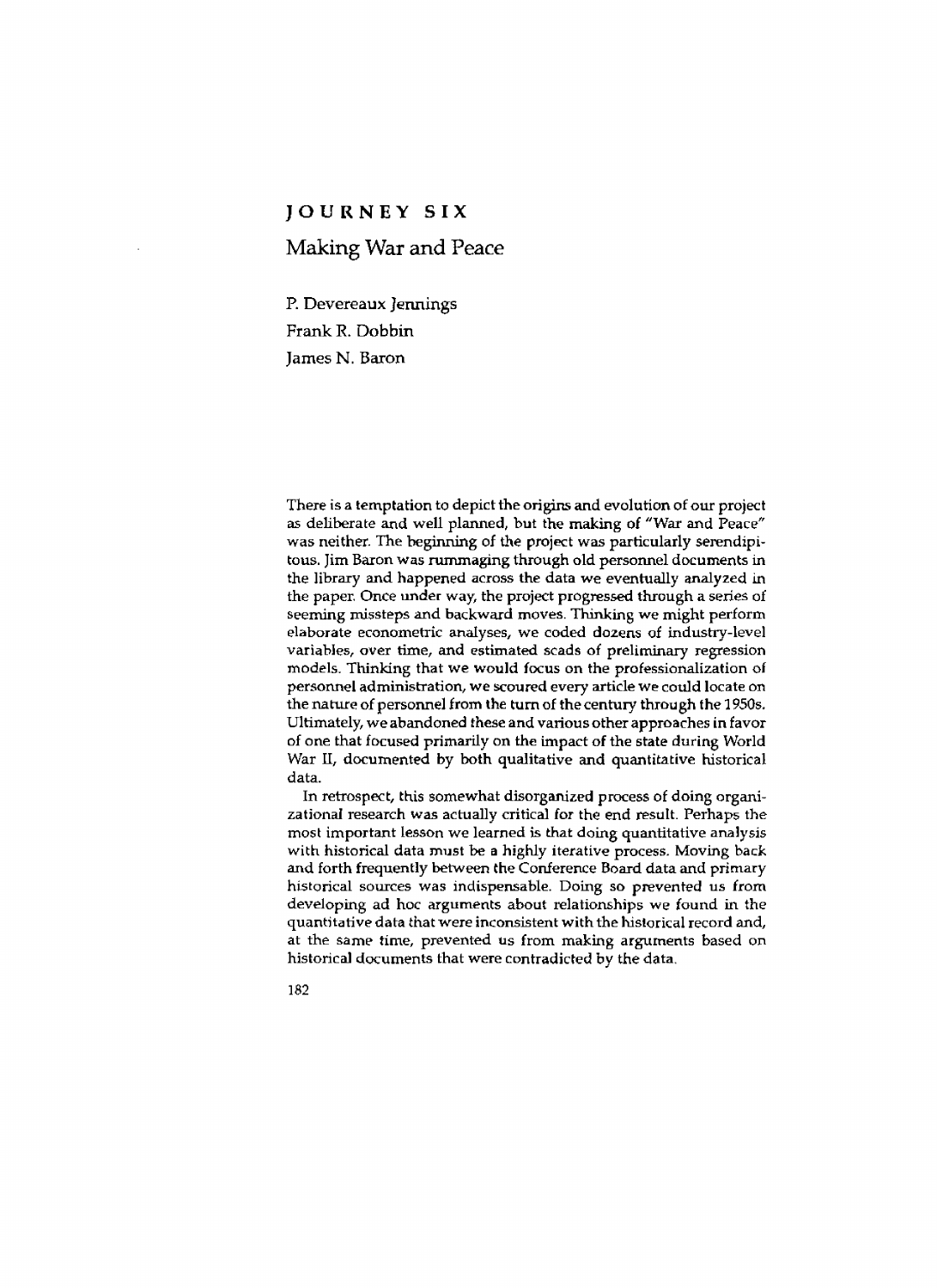# JOURNEY SIX

## Making War and Peace

P. Devereaux Jennings
Frank R. Dobbin
James N. Baron

There is a temptation to depict the origins and evolution of our project as deliberate and well planned, but the making of "War and Peace" was neither. The beginning of the project was particularly serendipitous. Jim Baron was rummaging through old personnel documents in the library and happened across the data we eventually analyzed in the paper. Once under way, the project progressed through a series of seeming missteps and backward moves. Thinking we might perform elaborate econometric analyses, we coded dozens of industry-level variables, over time, and estimated scads of preliminary regression models. Thinking that we would focus on the professionalization of personnel administration, we scoured every article we could locate on the nature of personnel from the turn of the century through the 1950s. Ultimately, we abandoned these and various other approaches in favor of one that focused primarily on the impact of the state during World War II, documented by both qualitative and quantitative historical data.

In retrospect, this somewhat disorganized process of doing organizational research was actually critical for the end result. Perhaps the most important lesson we learned is that doing quantitative analysis with historical data must be a highly iterative process. Moving back and forth frequently between the Conference Board data and primary historical sources was indispensable. Doing so prevented us from developing ad hoc arguments about relationships we found in the quantitative data that were inconsistent with the historical record and, at the same time, prevented us from making arguments based on historical documents that were contradicted by the data.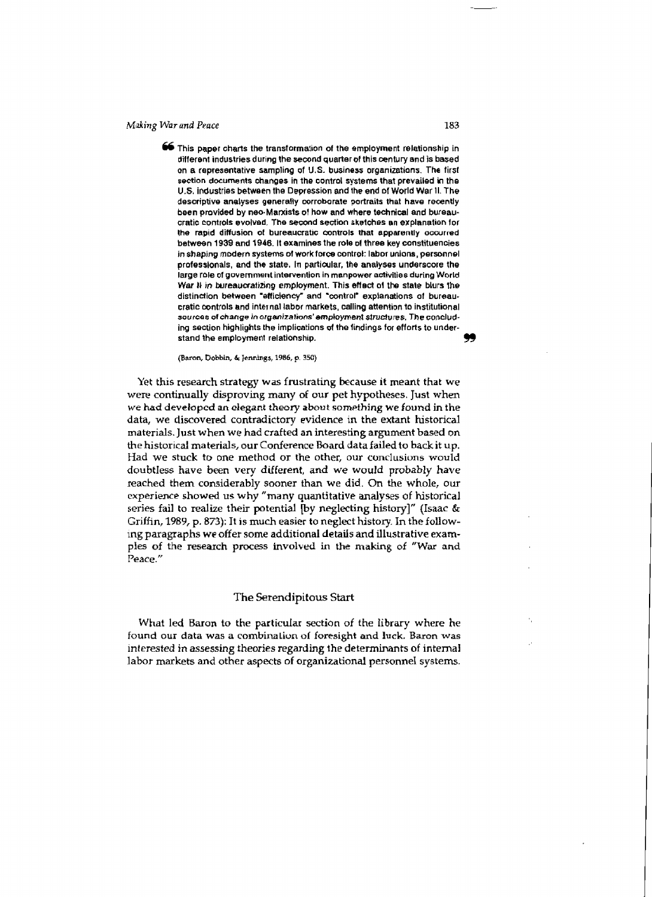> This paper charts the transformation of the employment relationship in different industries during the second quarter of this century and is based on a representative sampling of U.S. business organizations. The first section documents changes in the control systems that prevailed in the U.S. industries between the Depression and the end of World War II. The descriptive analyses generally corroborate portraits that have recently been provided by neo-Marxists of how and where technical and bureaucratic controls evolved. The second section sketches an explanation for the rapid diffusion of bureaucratic controls that apparently occurred between 1939 and 1946. It examines the role of three key constituencies in shaping modern systems of work force control: labor unions, personnel professionals, and the state. In particular, the analyses underscore the large role of government intervention in manpower activities during World War II *in bureaucratizing employment*. This effect of the state blurs the distinction between "efficiency" and "control" explanations of bureaucratic controls and internal labor markets, calling attention to institutional *sources of change in organizations' employment structures*. The concluding section highlights the implications of the findings for efforts to understand the employment relationship.
>
> (Baron, Dobbin, & Jennings, 1986, p. 350)

Yet this research strategy was frustrating because it meant that we were continually disproving many of our pet hypotheses. Just when we had developed an elegant theory about something we found in the data, we discovered contradictory evidence in the extant historical materials. Just when we had crafted an interesting argument based on the historical materials, our Conference Board data failed to back it up. Had we stuck to one method or the other, our conclusions would doubtless have been very different, and we would probably have reached them considerably sooner than we did. On the whole, our experience showed us why "many quantitative analyses of historical series fail to realize their potential [by neglecting history]" (Isaac & Griffin, 1989, p. 873): It is much easier to neglect history. In the following paragraphs we offer some additional details and illustrative examples of the research process involved in the making of "War and Peace."

## The Serendipitous Start

What led Baron to the particular section of the library where he found our data was a combination of foresight and luck. Baron was interested in assessing theories regarding the determinants of internal labor markets and other aspects of organizational personnel systems.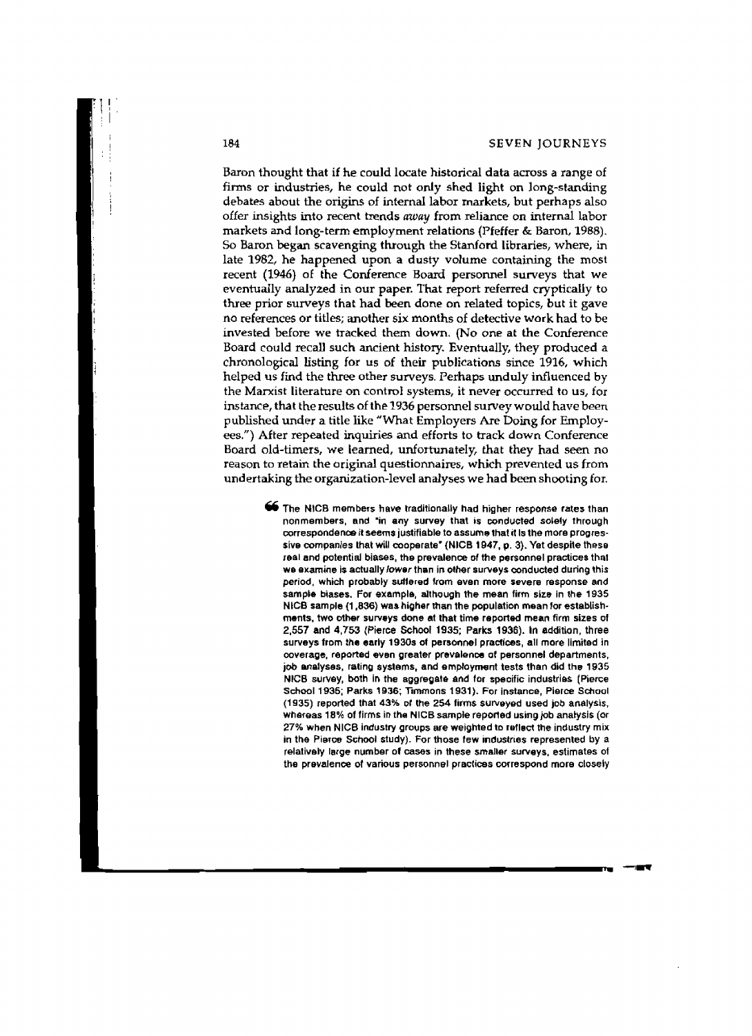Baron thought that if he could locate historical data across a range of firms or industries, he could not only shed light on long-standing debates about the origins of internal labor markets, but perhaps also offer insights into recent trends *away* from reliance on internal labor markets and long-term employment relations (Pfeffer & Baron, 1988). So Baron began scavenging through the Stanford libraries, where, in late 1982, he happened upon a dusty volume containing the most recent (1946) of the Conference Board personnel surveys that we eventually analyzed in our paper. That report referred cryptically to three prior surveys that had been done on related topics, but it gave no references or titles; another six months of detective work had to be invested before we tracked them down. (No one at the Conference Board could recall such ancient history. Eventually, they produced a chronological listing for us of their publications since 1916, which helped us find the three other surveys. Perhaps unduly influenced by the Marxist literature on control systems, it never occurred to us, for instance, that the results of the 1936 personnel survey would have been published under a title like "What Employers Are Doing for Employees.") After repeated inquiries and efforts to track down Conference Board old-timers, we learned, unfortunately, that they had seen no reason to retain the original questionnaires, which prevented us from undertaking the organization-level analyses we had been shooting for.

> The NICB members have traditionally had higher response rates than nonmembers, and "in any survey that is conducted solely through correspondence it seems justifiable to assume that it is the more progressive companies that will cooperate" (NICB 1947, p. 3). Yet despite these real and potential biases, the prevalence of the personnel practices that we examine is actually *lower* than in other surveys conducted during this period, which probably suffered from even more severe response and sample biases. For example, although the mean firm size in the 1935 NICB sample (1,836) was higher than the population mean for establishments, two other surveys done at that time reported mean firm sizes of 2,557 and 4,753 (Pierce School 1935; Parks 1936). In addition, three surveys from the early 1930s of personnel practices, all more limited in coverage, reported even greater prevalence of personnel departments, job analyses, rating systems, and employment tests than did the 1935 NICB survey, both in the aggregate and for specific industries (Pierce School 1935; Parks 1936; Timmons 1931). For instance, Pierce School (1935) reported that 43% of the 254 firms surveyed used job analysis, whereas 18% of firms in the NICB sample reported using job analysis (or 27% when NICB industry groups are weighted to reflect the industry mix in the Pierce School study). For those few industries represented by a relatively large number of cases in these smaller surveys, estimates of the prevalence of various personnel practices correspond more closely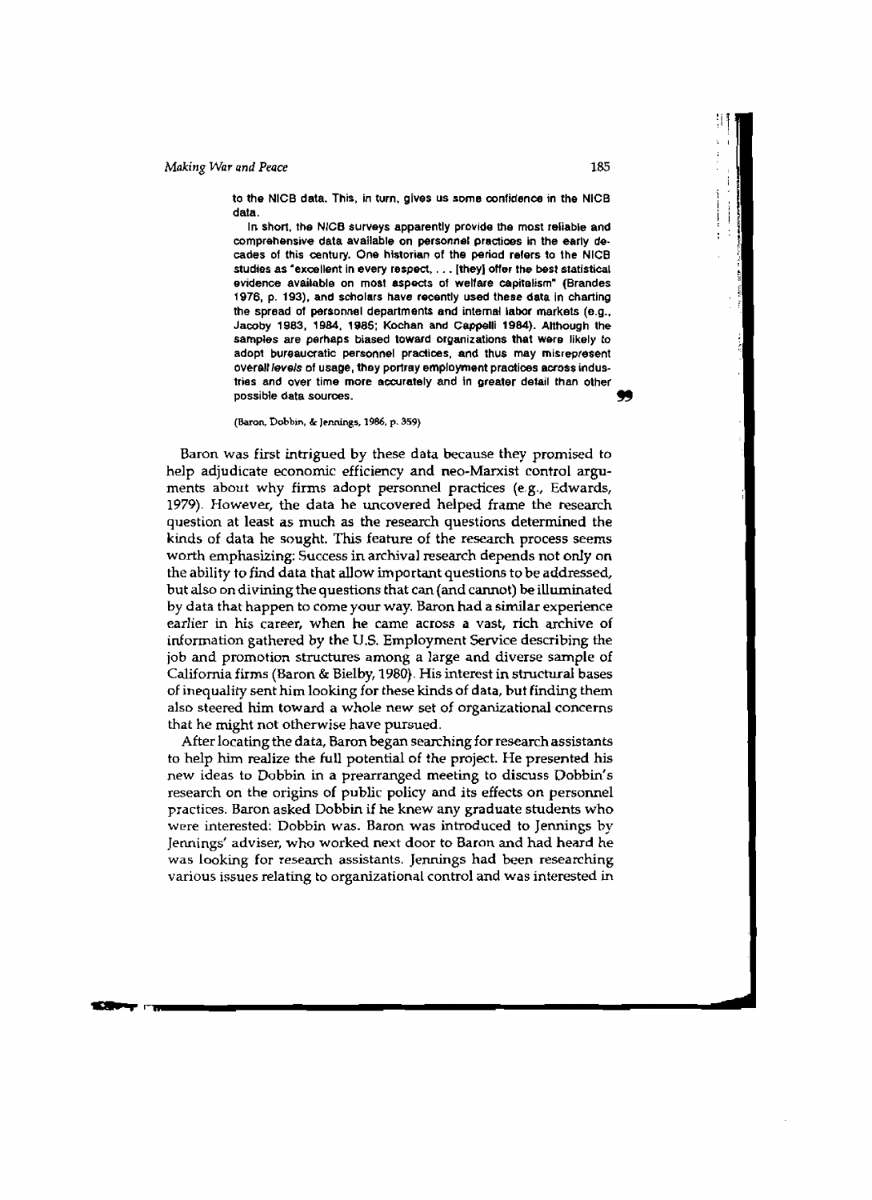to the NICB data. This, in turn, gives us some confidence in the NICB data.

In short, the NICB surveys apparently provide the most reliable and comprehensive data available on personnel practices in the early decades of this century. One historian of the period refers to the NICB studies as "excellent in every respect, . . . [they] offer the best statistical evidence available on most aspects of welfare capitalism" (Brandes 1976, p. 193), and scholars have recently used these data in charting the spread of personnel departments and internal labor markets (e.g., Jacoby 1983, 1984, 1985; Kochan and Cappelli 1984). Although the samples are perhaps biased toward organizations that were likely to adopt bureaucratic personnel practices, and thus may misrepresent overall *levels* of usage, they portray employment practices across industries and over time more accurately and in greater detail than other possible data sources. ❞

(Baron, Dobbin, & Jennings, 1986, p. 359)

Baron was first intrigued by these data because they promised to help adjudicate economic efficiency and neo-Marxist control arguments about why firms adopt personnel practices (e.g., Edwards, 1979). However, the data he uncovered helped frame the research question at least as much as the research questions determined the kinds of data he sought. This feature of the research process seems worth emphasizing: Success in archival research depends not only on the ability to find data that allow important questions to be addressed, but also on divining the questions that can (and cannot) be illuminated by data that happen to come your way. Baron had a similar experience earlier in his career, when he came across a vast, rich archive of information gathered by the U.S. Employment Service describing the job and promotion structures among a large and diverse sample of California firms (Baron & Bielby, 1980). His interest in structural bases of inequality sent him looking for these kinds of data, but finding them also steered him toward a whole new set of organizational concerns that he might not otherwise have pursued.

After locating the data, Baron began searching for research assistants to help him realize the full potential of the project. He presented his new ideas to Dobbin in a prearranged meeting to discuss Dobbin's research on the origins of public policy and its effects on personnel practices. Baron asked Dobbin if he knew any graduate students who were interested: Dobbin was. Baron was introduced to Jennings by Jennings' adviser, who worked next door to Baron and had heard he was looking for research assistants. Jennings had been researching various issues relating to organizational control and was interested in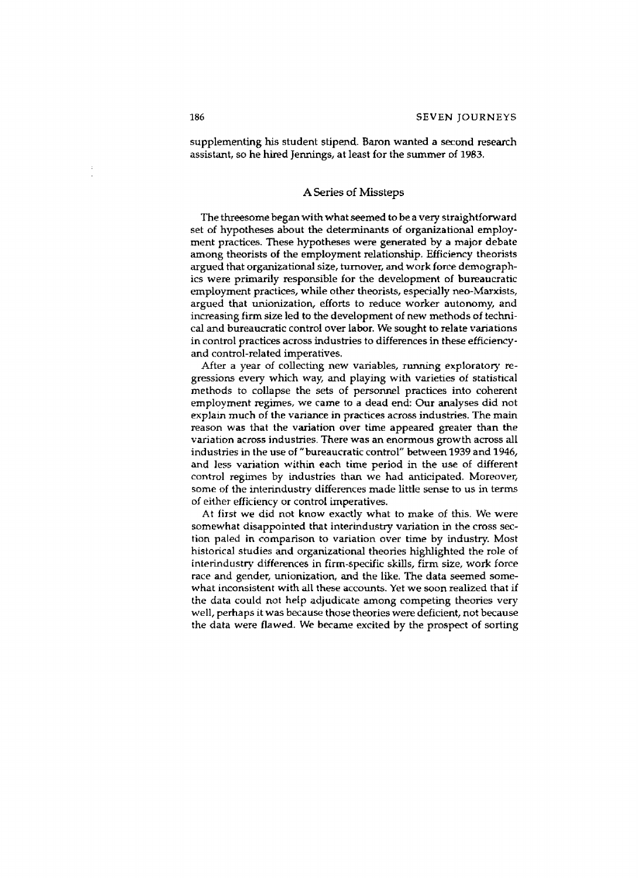supplementing his student stipend. Baron wanted a second research assistant, so he hired Jennings, at least for the summer of 1983.

## A Series of Missteps

The threesome began with what seemed to be a very straightforward set of hypotheses about the determinants of organizational employment practices. These hypotheses were generated by a major debate among theorists of the employment relationship. Efficiency theorists argued that organizational size, turnover, and work force demographics were primarily responsible for the development of bureaucratic employment practices, while other theorists, especially neo-Marxists, argued that unionization, efforts to reduce worker autonomy, and increasing firm size led to the development of new methods of technical and bureaucratic control over labor. We sought to relate variations in control practices across industries to differences in these efficiency- and control-related imperatives.

After a year of collecting new variables, running exploratory regressions every which way, and playing with varieties of statistical methods to collapse the sets of personnel practices into coherent employment regimes, we came to a dead end: Our analyses did not explain much of the variance in practices across industries. The main reason was that the variation over time appeared greater than the variation across industries. There was an enormous growth across all industries in the use of "bureaucratic control" between 1939 and 1946, and less variation within each time period in the use of different control regimes by industries than we had anticipated. Moreover, some of the interindustry differences made little sense to us in terms of either efficiency or control imperatives.

At first we did not know exactly what to make of this. We were somewhat disappointed that interindustry variation in the cross section paled in comparison to variation over time by industry. Most historical studies and organizational theories highlighted the role of interindustry differences in firm-specific skills, firm size, work force race and gender, unionization, and the like. The data seemed somewhat inconsistent with all these accounts. Yet we soon realized that if the data could not help adjudicate among competing theories very well, perhaps it was because those theories were deficient, not because the data were flawed. We became excited by the prospect of sorting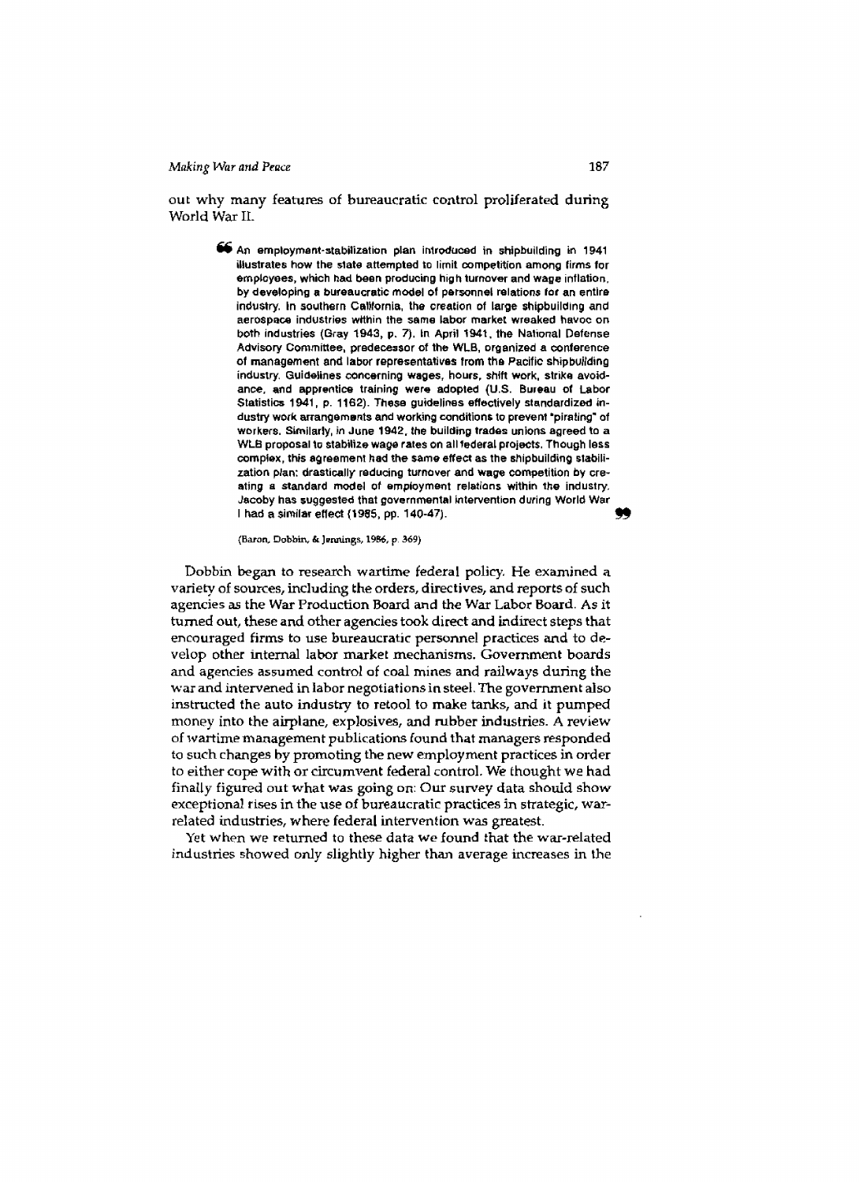out why many features of bureaucratic control proliferated during World War II.

> An employment-stabilization plan introduced in shipbuilding in 1941 illustrates how the state attempted to limit competition among firms for employees, which had been producing high turnover and wage inflation, by developing a bureaucratic model of personnel relations for an entire industry. In southern California, the creation of large shipbuilding and aerospace industries within the same labor market wreaked havoc on both industries (Gray 1943, p. 7). In April 1941, the National Defense Advisory Committee, predecessor of the WLB, organized a conference of management and labor representatives from the Pacific shipbuilding industry. Guidelines concerning wages, hours, shift work, strike avoidance, and apprentice training were adopted (U.S. Bureau of Labor Statistics 1941, p. 1162). These guidelines effectively standardized industry work arrangements and working conditions to prevent "pirating" of workers. Similarly, in June 1942, the building trades unions agreed to a WLB proposal to stabilize wage rates on all federal projects. Though less complex, this agreement had the same effect as the shipbuilding stabilization plan: drastically reducing turnover and wage competition by creating a standard model of employment relations within the industry. Jacoby has suggested that governmental intervention during World War I had a similar effect (1985, pp. 140-47).
>
> (Baron, Dobbin, & Jennings, 1986, p. 369)

Dobbin began to research wartime federal policy. He examined a variety of sources, including the orders, directives, and reports of such agencies as the War Production Board and the War Labor Board. As it turned out, these and other agencies took direct and indirect steps that encouraged firms to use bureaucratic personnel practices and to develop other internal labor market mechanisms. Government boards and agencies assumed control of coal mines and railways during the war and intervened in labor negotiations in steel. The government also instructed the auto industry to retool to make tanks, and it pumped money into the airplane, explosives, and rubber industries. A review of wartime management publications found that managers responded to such changes by promoting the new employment practices in order to either cope with or circumvent federal control. We thought we had finally figured out what was going on: Our survey data should show exceptional rises in the use of bureaucratic practices in strategic, war-related industries, where federal intervention was greatest.

Yet when we returned to these data we found that the war-related industries showed only slightly higher than average increases in the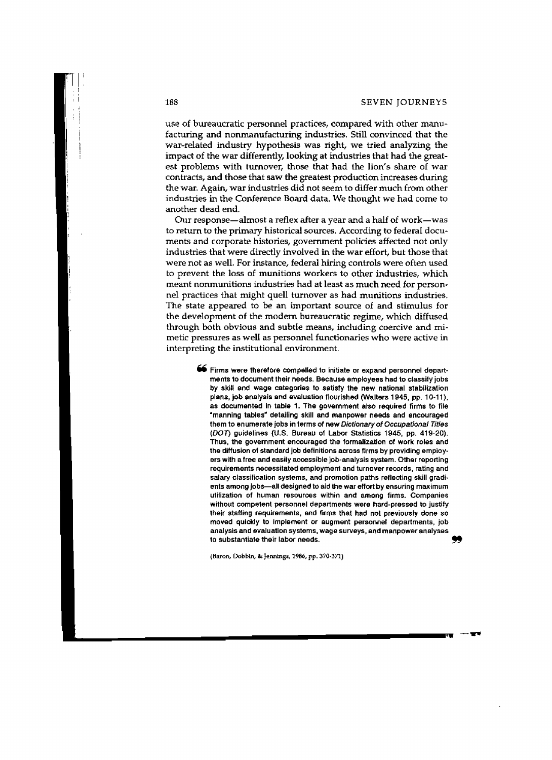use of bureaucratic personnel practices, compared with other manufacturing and nonmanufacturing industries. Still convinced that the war-related industry hypothesis was right, we tried analyzing the impact of the war differently, looking at industries that had the greatest problems with turnover, those that had the lion's share of war contracts, and those that saw the greatest production increases during the war. Again, war industries did not seem to differ much from other industries in the Conference Board data. We thought we had come to another dead end.

Our response—almost a reflex after a year and a half of work—was to return to the primary historical sources. According to federal documents and corporate histories, government policies affected not only industries that were directly involved in the war effort, but those that were not as well. For instance, federal hiring controls were often used to prevent the loss of munitions workers to other industries, which meant nonmunitions industries had at least as much need for personnel practices that might quell turnover as had munitions industries. The state appeared to be an important source of and stimulus for the development of the modern bureaucratic regime, which diffused through both obvious and subtle means, including coercive and mimetic pressures as well as personnel functionaries who were active in interpreting the institutional environment.

> Firms were therefore compelled to initiate or expand personnel departments to document their needs. Because employees had to classify jobs by skill and wage categories to satisfy the new national stabilization plans, job analysis and evaluation flourished (Walters 1945, pp. 10-11), as documented in table 1. The government also required firms to file "manning tables" detailing skill and manpower needs and encouraged them to enumerate jobs in terms of new *Dictionary of Occupational Titles* (*DOT*) guidelines (U.S. Bureau of Labor Statistics 1945, pp. 419-20). Thus, the government encouraged the formalization of work roles and the diffusion of standard job definitions across firms by providing employers with a free and easily accessible job-analysis system. Other reporting requirements necessitated employment and turnover records, rating and salary classification systems, and promotion paths reflecting skill gradients among jobs—all designed to aid the war effort by ensuring maximum utilization of human resources within and among firms. Companies without competent personnel departments were hard-pressed to justify their staffing requirements, and firms that had not previously done so moved quickly to implement or augment personnel departments, job analysis and evaluation systems, wage surveys, and manpower analyses to substantiate their labor needs.

(Baron, Dobbin, & Jennings, 1986, pp. 370-371)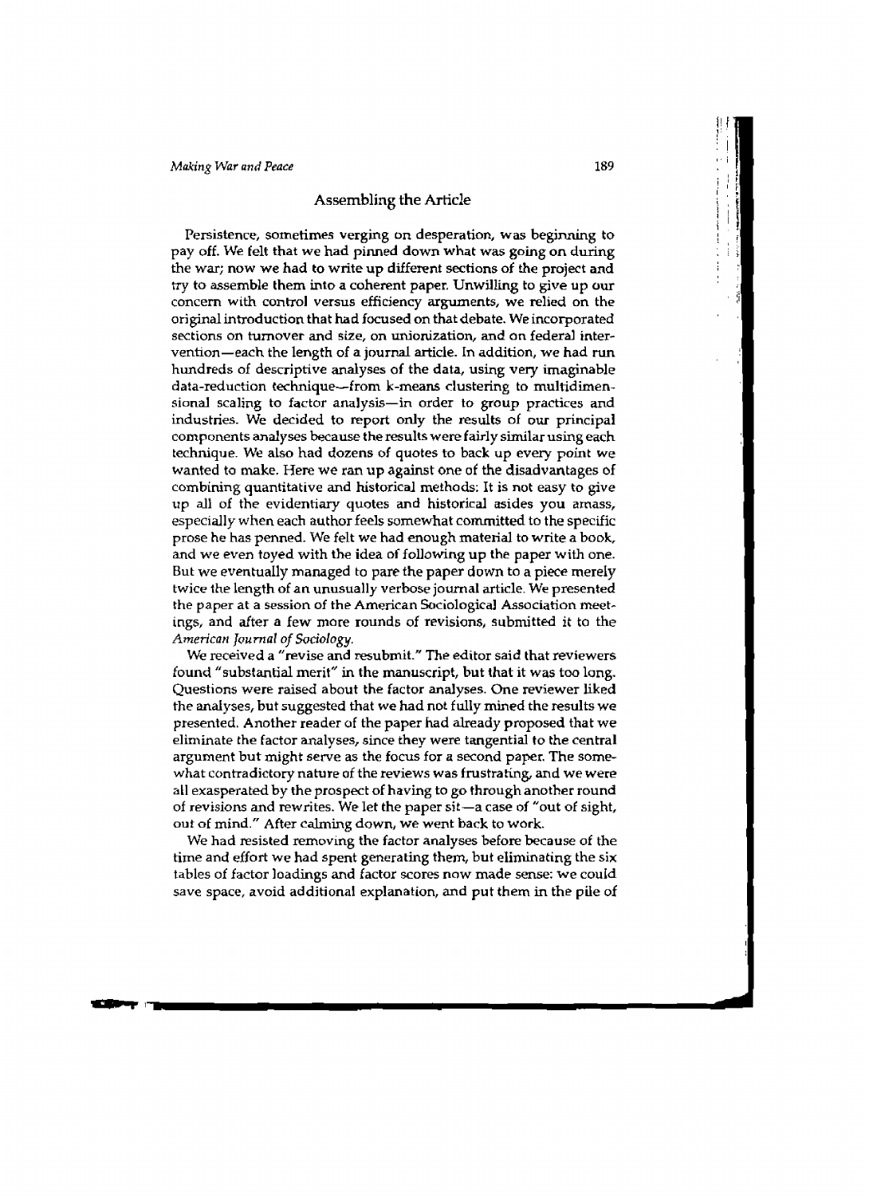## Assembling the Article

Persistence, sometimes verging on desperation, was beginning to pay off. We felt that we had pinned down what was going on during the war; now we had to write up different sections of the project and try to assemble them into a coherent paper. Unwilling to give up our concern with control versus efficiency arguments, we relied on the original introduction that had focused on that debate. We incorporated sections on turnover and size, on unionization, and on federal intervention—each the length of a journal article. In addition, we had run hundreds of descriptive analyses of the data, using very imaginable data-reduction technique—from k-means clustering to multidimensional scaling to factor analysis—in order to group practices and industries. We decided to report only the results of our principal components analyses because the results were fairly similar using each technique. We also had dozens of quotes to back up every point we wanted to make. Here we ran up against one of the disadvantages of combining quantitative and historical methods: It is not easy to give up all of the evidentiary quotes and historical asides you amass, especially when each author feels somewhat committed to the specific prose he has penned. We felt we had enough material to write a book, and we even toyed with the idea of following up the paper with one. But we eventually managed to pare the paper down to a piece merely twice the length of an unusually verbose journal article. We presented the paper at a session of the American Sociological Association meetings, and after a few more rounds of revisions, submitted it to the *American Journal of Sociology*.

We received a "revise and resubmit." The editor said that reviewers found "substantial merit" in the manuscript, but that it was too long. Questions were raised about the factor analyses. One reviewer liked the analyses, but suggested that we had not fully mined the results we presented. Another reader of the paper had already proposed that we eliminate the factor analyses, since they were tangential to the central argument but might serve as the focus for a second paper. The somewhat contradictory nature of the reviews was frustrating, and we were all exasperated by the prospect of having to go through another round of revisions and rewrites. We let the paper sit—a case of "out of sight, out of mind." After calming down, we went back to work.

We had resisted removing the factor analyses before because of the time and effort we had spent generating them, but eliminating the six tables of factor loadings and factor scores now made sense: we could save space, avoid additional explanation, and put them in the pile of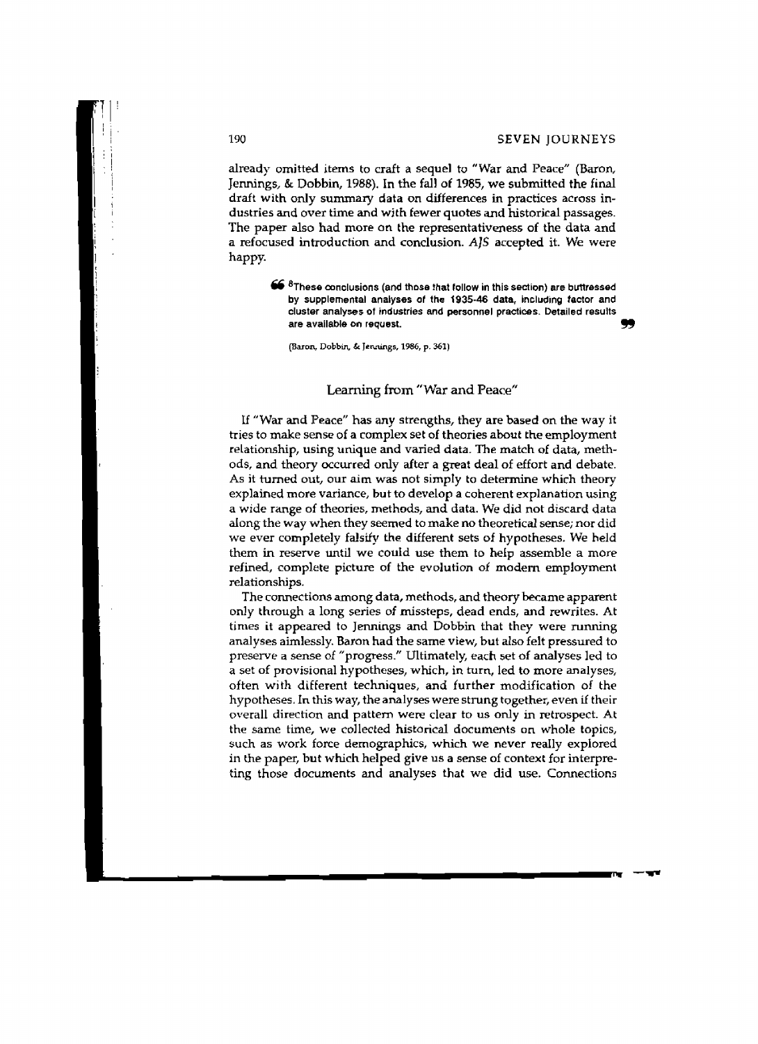already omitted items to craft a sequel to "War and Peace" (Baron, Jennings, & Dobbin, 1988). In the fall of 1985, we submitted the final draft with only summary data on differences in practices across industries and over time and with fewer quotes and historical passages. The paper also had more on the representativeness of the data and a refocused introduction and conclusion. *AJS* accepted it. We were happy.

> [8]These conclusions (and those that follow in this section) are buttressed by supplemental analyses of the 1935-46 data, including factor and cluster analyses of industries and personnel practices. Detailed results are available on request.
>
> (Baron, Dobbin, & Jennings, 1986, p. 361)

## Learning from "War and Peace"

If "War and Peace" has any strengths, they are based on the way it tries to make sense of a complex set of theories about the employment relationship, using unique and varied data. The match of data, methods, and theory occurred only after a great deal of effort and debate. As it turned out, our aim was not simply to determine which theory explained more variance, but to develop a coherent explanation using a wide range of theories, methods, and data. We did not discard data along the way when they seemed to make no theoretical sense; nor did we ever completely falsify the different sets of hypotheses. We held them in reserve until we could use them to help assemble a more refined, complete picture of the evolution of modern employment relationships.

The connections among data, methods, and theory became apparent only through a long series of missteps, dead ends, and rewrites. At times it appeared to Jennings and Dobbin that they were running analyses aimlessly. Baron had the same view, but also felt pressured to preserve a sense of "progress." Ultimately, each set of analyses led to a set of provisional hypotheses, which, in turn, led to more analyses, often with different techniques, and further modification of the hypotheses. In this way, the analyses were strung together, even if their overall direction and pattern were clear to us only in retrospect. At the same time, we collected historical documents on whole topics, such as work force demographics, which we never really explored in the paper, but which helped give us a sense of context for interpreting those documents and analyses that we did use. Connections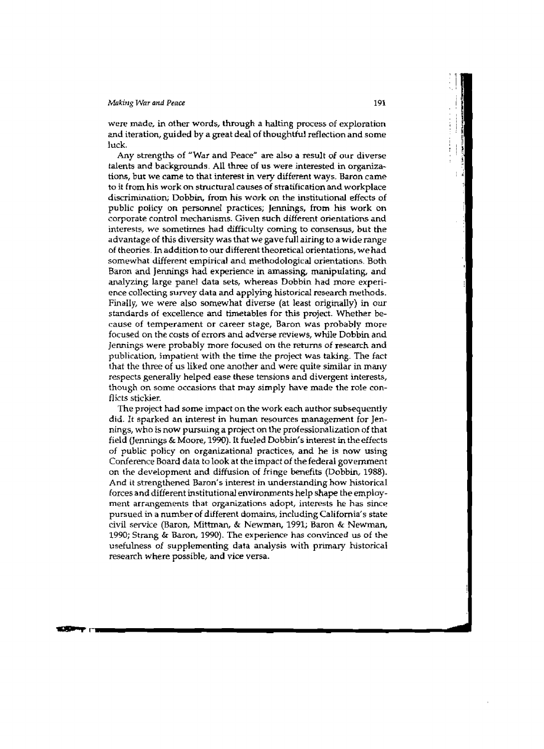were made, in other words, through a halting process of exploration and iteration, guided by a great deal of thoughtful reflection and some luck.

Any strengths of "War and Peace" are also a result of our diverse talents and backgrounds. All three of us were interested in organizations, but we came to that interest in very different ways. Baron came to it from his work on structural causes of stratification and workplace discrimination; Dobbin, from his work on the institutional effects of public policy on personnel practices; Jennings, from his work on corporate control mechanisms. Given such different orientations and interests, we sometimes had difficulty coming to consensus, but the advantage of this diversity was that we gave full airing to a wide range of theories. In addition to our different theoretical orientations, we had somewhat different empirical and methodological orientations. Both Baron and Jennings had experience in amassing, manipulating, and analyzing large panel data sets, whereas Dobbin had more experience collecting survey data and applying historical research methods. Finally, we were also somewhat diverse (at least originally) in our standards of excellence and timetables for this project. Whether because of temperament or career stage, Baron was probably more focused on the costs of errors and adverse reviews, while Dobbin and Jennings were probably more focused on the returns of research and publication, impatient with the time the project was taking. The fact that the three of us liked one another and were quite similar in many respects generally helped ease these tensions and divergent interests, though on some occasions that may simply have made the role conflicts stickier.

The project had some impact on the work each author subsequently did. It sparked an interest in human resources management for Jennings, who is now pursuing a project on the professionalization of that field (Jennings & Moore, 1990). It fueled Dobbin's interest in the effects of public policy on organizational practices, and he is now using Conference Board data to look at the impact of the federal government on the development and diffusion of fringe benefits (Dobbin, 1988). And it strengthened Baron's interest in understanding how historical forces and different institutional environments help shape the employment arrangements that organizations adopt, interests he has since pursued in a number of different domains, including California's state civil service (Baron, Mittman, & Newman, 1991; Baron & Newman, 1990; Strang & Baron, 1990). The experience has convinced us of the usefulness of supplementing data analysis with primary historical research where possible, and vice versa.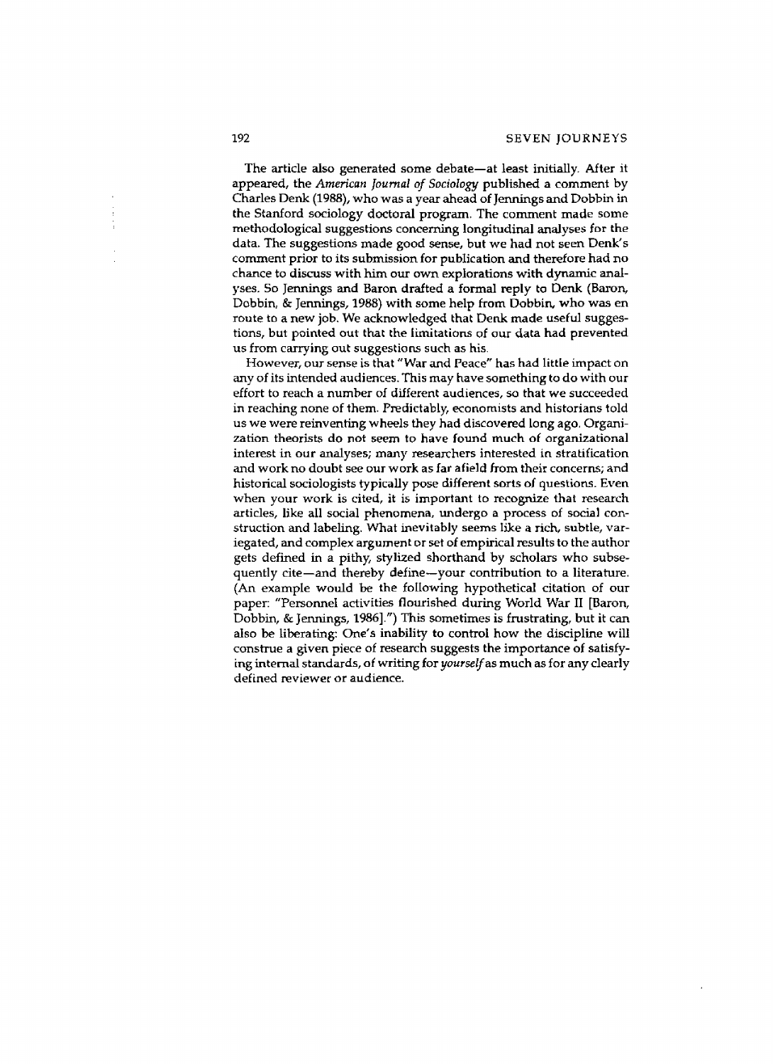The article also generated some debate—at least initially. After it appeared, the *American Journal of Sociology* published a comment by Charles Denk (1988), who was a year ahead of Jennings and Dobbin in the Stanford sociology doctoral program. The comment made some methodological suggestions concerning longitudinal analyses for the data. The suggestions made good sense, but we had not seen Denk's comment prior to its submission for publication and therefore had no chance to discuss with him our own explorations with dynamic analyses. So Jennings and Baron drafted a formal reply to Denk (Baron, Dobbin, & Jennings, 1988) with some help from Dobbin, who was en route to a new job. We acknowledged that Denk made useful suggestions, but pointed out that the limitations of our data had prevented us from carrying out suggestions such as his.

However, our sense is that "War and Peace" has had little impact on any of its intended audiences. This may have something to do with our effort to reach a number of different audiences, so that we succeeded in reaching none of them. Predictably, economists and historians told us we were reinventing wheels they had discovered long ago. Organization theorists do not seem to have found much of organizational interest in our analyses; many researchers interested in stratification and work no doubt see our work as far afield from their concerns; and historical sociologists typically pose different sorts of questions. Even when your work is cited, it is important to recognize that research articles, like all social phenomena, undergo a process of social construction and labeling. What inevitably seems like a rich, subtle, variegated, and complex argument or set of empirical results to the author gets defined in a pithy, stylized shorthand by scholars who subsequently cite—and thereby define—your contribution to a literature. (An example would be the following hypothetical citation of our paper: "Personnel activities flourished during World War II [Baron, Dobbin, & Jennings, 1986].") This sometimes is frustrating, but it can also be liberating: One's inability to control how the discipline will construe a given piece of research suggests the importance of satisfying internal standards, of writing for *yourself* as much as for any clearly defined reviewer or audience.